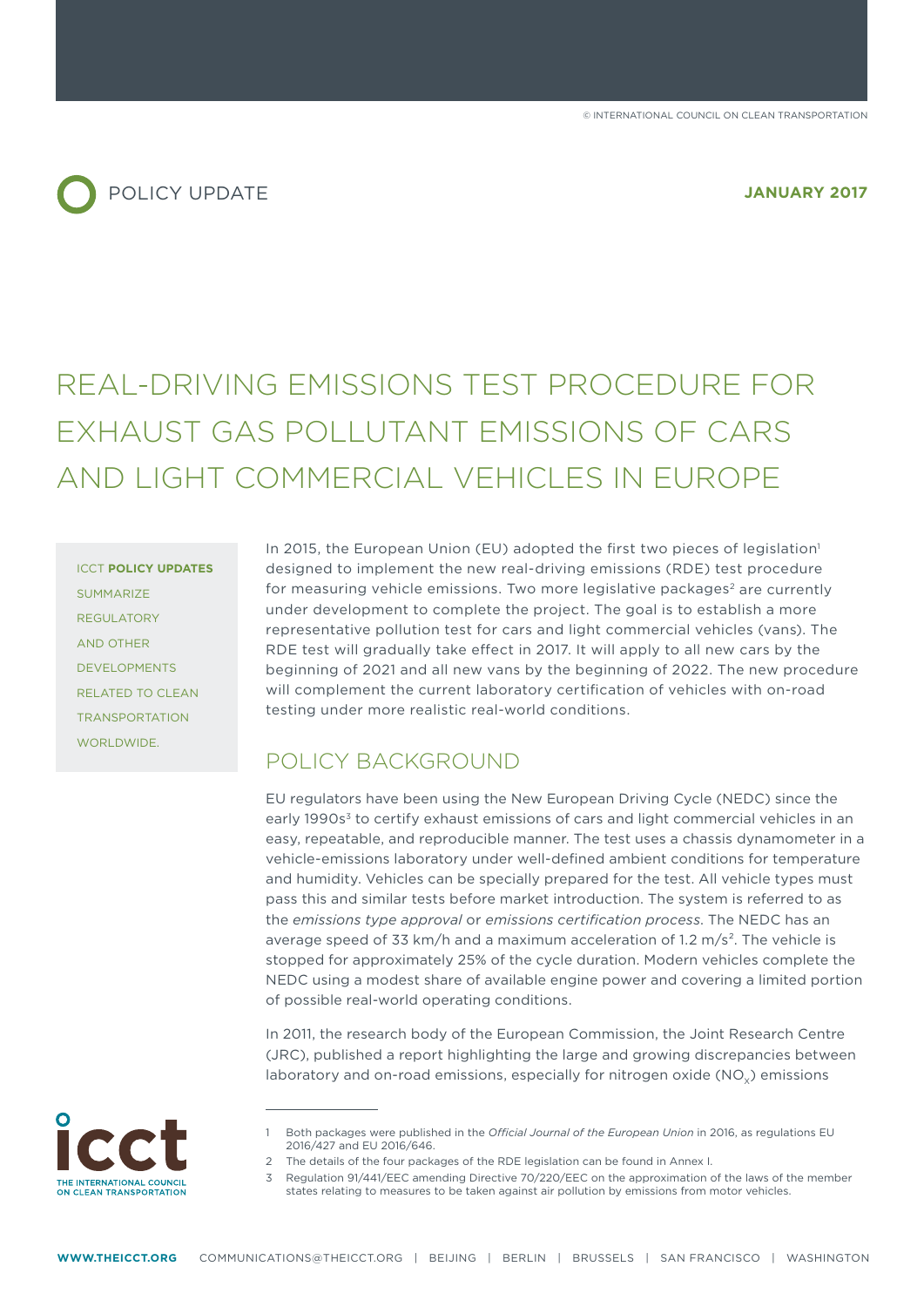POLICY UPDATE

**JANUARY 2017**

# REAL-DRIVING EMISSIONS TEST PROCEDURE FOR EXHAUST GAS POLLUTANT EMISSIONS OF CARS AND LIGHT COMMERCIAL VEHICLES IN EUROPE

ICCT **POLICY UPDATES** SUMMARIZE REGULATORY AND OTHER DEVELOPMENTS RELATED TO CLEAN TRANSPORTATION WORLDWIDE.

In 2015, the European Union (EU) adopted the first two pieces of legislation[1] designed to implement the new real-driving emissions (RDE) test procedure for measuring vehicle emissions. Two more legislative packages[2] are currently under development to complete the project. The goal is to establish a more representative pollution test for cars and light commercial vehicles (vans). The RDE test will gradually take effect in 2017. It will apply to all new cars by the beginning of 2021 and all new vans by the beginning of 2022. The new procedure will complement the current laboratory certification of vehicles with on-road testing under more realistic real-world conditions.

## POLICY BACKGROUND

EU regulators have been using the New European Driving Cycle (NEDC) since the early 1990s[3] to certify exhaust emissions of cars and light commercial vehicles in an easy, repeatable, and reproducible manner. The test uses a chassis dynamometer in a vehicle-emissions laboratory under well-defined ambient conditions for temperature and humidity. Vehicles can be specially prepared for the test. All vehicle types must pass this and similar tests before market introduction. The system is referred to as the *emissions type approval* or *emissions certification process*. The NEDC has an average speed of 33 km/h and a maximum acceleration of 1.2 $m/s^2$. The vehicle is stopped for approximately 25% of the cycle duration. Modern vehicles complete the NEDC using a modest share of available engine power and covering a limited portion of possible real-world operating conditions.

In 2011, the research body of the European Commission, the Joint Research Centre (JRC), published a report highlighting the large and growing discrepancies between laboratory and on-road emissions, especially for nitrogen oxide ($NO_X$) emissions

1 Both packages were published in the *Official Journal of the European Union* in 2016, as regulations EU 2016/427 and EU 2016/646.

2 The details of the four packages of the RDE legislation can be found in Annex I.

3 Regulation 91/441/EEC amending Directive 70/220/EEC on the approximation of the laws of the member states relating to measures to be taken against air pollution by emissions from motor vehicles.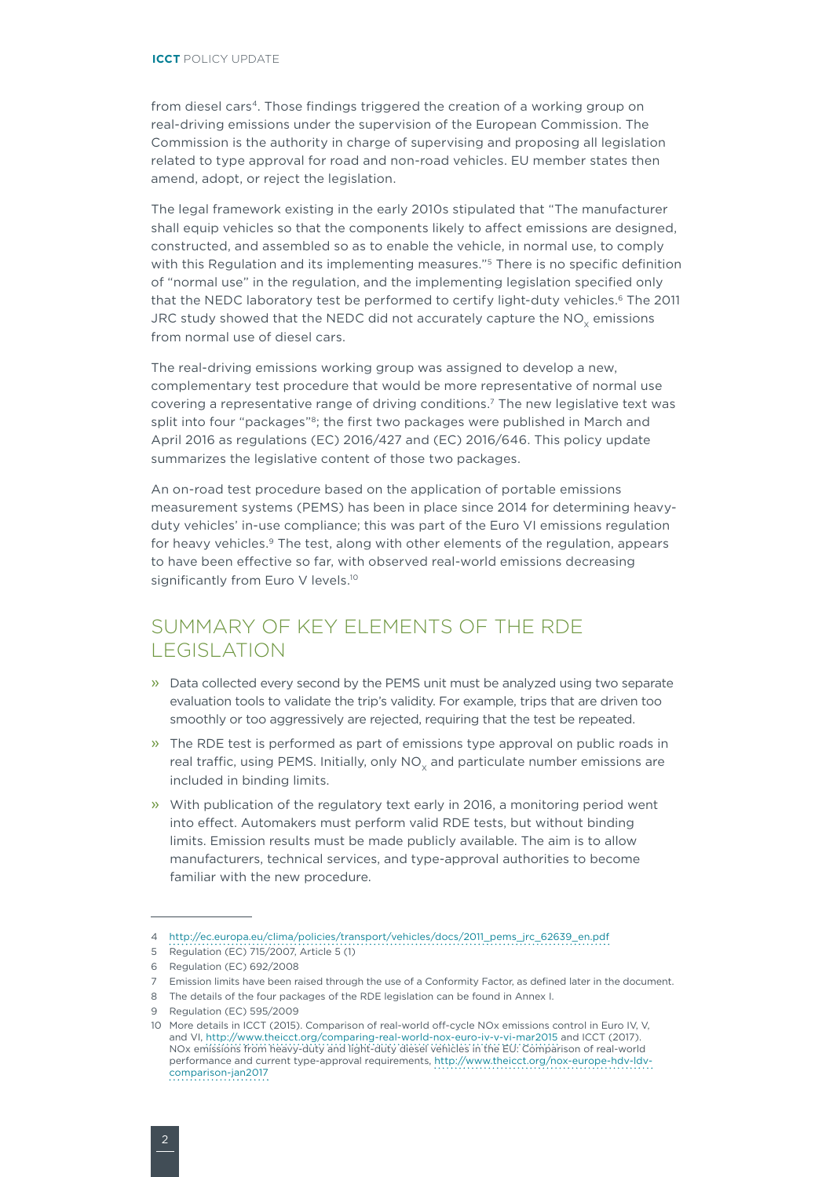from diesel cars[4]. Those findings triggered the creation of a working group on real-driving emissions under the supervision of the European Commission. The Commission is the authority in charge of supervising and proposing all legislation related to type approval for road and non-road vehicles. EU member states then amend, adopt, or reject the legislation.

The legal framework existing in the early 2010s stipulated that "The manufacturer shall equip vehicles so that the components likely to affect emissions are designed, constructed, and assembled so as to enable the vehicle, in normal use, to comply with this Regulation and its implementing measures."[5] There is no specific definition of "normal use" in the regulation, and the implementing legislation specified only that the NEDC laboratory test be performed to certify light-duty vehicles.[6] The 2011 JRC study showed that the NEDC did not accurately capture the $NO_x$ emissions from normal use of diesel cars.

The real-driving emissions working group was assigned to develop a new, complementary test procedure that would be more representative of normal use covering a representative range of driving conditions.[7] The new legislative text was split into four "packages"[8]; the first two packages were published in March and April 2016 as regulations (EC) 2016/427 and (EC) 2016/646. This policy update summarizes the legislative content of those two packages.

An on-road test procedure based on the application of portable emissions measurement systems (PEMS) has been in place since 2014 for determining heavy-duty vehicles' in-use compliance; this was part of the Euro VI emissions regulation for heavy vehicles.[9] The test, along with other elements of the regulation, appears to have been effective so far, with observed real-world emissions decreasing significantly from Euro V levels.[10]

## SUMMARY OF KEY ELEMENTS OF THE RDE LEGISLATION

- Data collected every second by the PEMS unit must be analyzed using two separate evaluation tools to validate the trip's validity. For example, trips that are driven too smoothly or too aggressively are rejected, requiring that the test be repeated.
- The RDE test is performed as part of emissions type approval on public roads in real traffic, using PEMS. Initially, only $NO_x$ and particulate number emissions are included in binding limits.
- With publication of the regulatory text early in 2016, a monitoring period went into effect. Automakers must perform valid RDE tests, but without binding limits. Emission results must be made publicly available. The aim is to allow manufacturers, technical services, and type-approval authorities to become familiar with the new procedure.

---

4 http://ec.europa.eu/clima/policies/transport/vehicles/docs/2011_pems_jrc_62639_en.pdf

5 Regulation (EC) 715/2007, Article 5 (1)

6 Regulation (EC) 692/2008

7 Emission limits have been raised through the use of a Conformity Factor, as defined later in the document.

8 The details of the four packages of the RDE legislation can be found in Annex I.

9 Regulation (EC) 595/2009

10 More details in ICCT (2015). Comparison of real-world off-cycle NOx emissions control in Euro IV, V, and VI, http://www.theicct.org/comparing-real-world-nox-euro-iv-v-vi-mar2015 and ICCT (2017). NOx emissions from heavy-duty and light-duty diesel vehicles in the EU: Comparison of real-world performance and current type-approval requirements, http://www.theicct.org/nox-europe-hdv-ldv-comparison-jan2017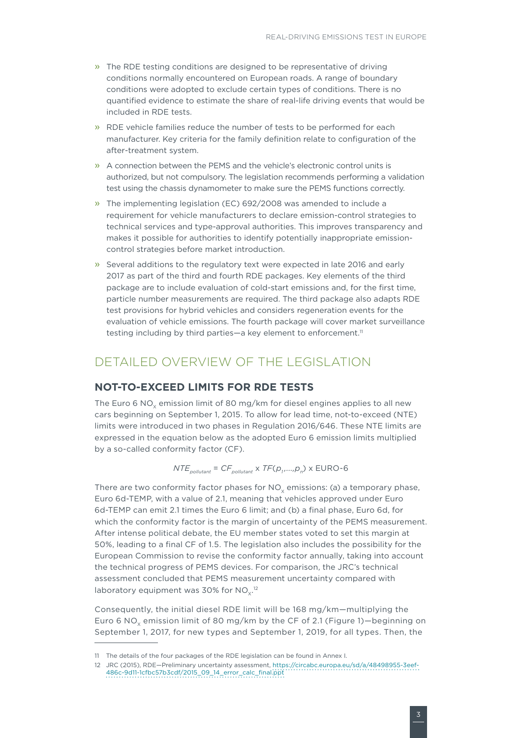- The RDE testing conditions are designed to be representative of driving conditions normally encountered on European roads. A range of boundary conditions were adopted to exclude certain types of conditions. There is no quantified evidence to estimate the share of real-life driving events that would be included in RDE tests.
- RDE vehicle families reduce the number of tests to be performed for each manufacturer. Key criteria for the family definition relate to configuration of the after-treatment system.
- A connection between the PEMS and the vehicle's electronic control units is authorized, but not compulsory. The legislation recommends performing a validation test using the chassis dynamometer to make sure the PEMS functions correctly.
- The implementing legislation (EC) 692/2008 was amended to include a requirement for vehicle manufacturers to declare emission-control strategies to technical services and type-approval authorities. This improves transparency and makes it possible for authorities to identify potentially inappropriate emission-control strategies before market introduction.
- Several additions to the regulatory text were expected in late 2016 and early 2017 as part of the third and fourth RDE packages. Key elements of the third package are to include evaluation of cold-start emissions and, for the first time, particle number measurements are required. The third package also adapts RDE test provisions for hybrid vehicles and considers regeneration events for the evaluation of vehicle emissions. The fourth package will cover market surveillance testing including by third parties—a key element to enforcement.[11]

## DETAILED OVERVIEW OF THE LEGISLATION

### NOT-TO-EXCEED LIMITS FOR RDE TESTS

The Euro 6 $NO_x$ emission limit of 80 mg/km for diesel engines applies to all new cars beginning on September 1, 2015. To allow for lead time, not-to-exceed (NTE) limits were introduced in two phases in Regulation 2016/646. These NTE limits are expressed in the equation below as the adopted Euro 6 emission limits multiplied by a so-called conformity factor (CF).

$$NTE_{pollutant} = CF_{pollutant} \times TF(p_1,\ldots,p_n) \times \text{EURO-6}$$

There are two conformity factor phases for $NO_x$ emissions: (a) a temporary phase, Euro 6d-TEMP, with a value of 2.1, meaning that vehicles approved under Euro 6d-TEMP can emit 2.1 times the Euro 6 limit; and (b) a final phase, Euro 6d, for which the conformity factor is the margin of uncertainty of the PEMS measurement. After intense political debate, the EU member states voted to set this margin at 50%, leading to a final CF of 1.5. The legislation also includes the possibility for the European Commission to revise the conformity factor annually, taking into account the technical progress of PEMS devices. For comparison, the JRC's technical assessment concluded that PEMS measurement uncertainty compared with laboratory equipment was 30% for $NO_x$.[12]

Consequently, the initial diesel RDE limit will be 168 mg/km—multiplying the Euro 6 $NO_x$ emission limit of 80 mg/km by the CF of 2.1 (Figure 1)—beginning on September 1, 2017, for new types and September 1, 2019, for all types. Then, the

---

11 The details of the four packages of the RDE legislation can be found in Annex I.

12 JRC (2015), RDE—Preliminary uncertainty assessment, https://circabc.europa.eu/sd/a/48498955-3eef-486c-9d11-1cfbc57b3cdf/2015_09_14_error_calc_final.ppt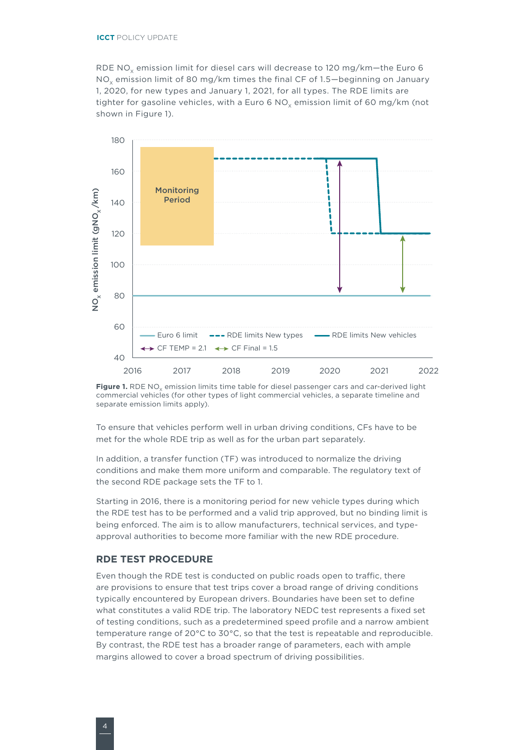RDE $NO_x$ emission limit for diesel cars will decrease to 120 mg/km—the Euro 6 $NO_x$ emission limit of 80 mg/km times the final CF of 1.5—beginning on January 1, 2020, for new types and January 1, 2021, for all types. The RDE limits are tighter for gasoline vehicles, with a Euro 6 $NO_x$ emission limit of 60 mg/km (not shown in Figure 1).

**Figure 1.** RDE $NO_x$ emission limits time table for diesel passenger cars and car-derived light commercial vehicles (for other types of light commercial vehicles, a separate timeline and separate emission limits apply).

To ensure that vehicles perform well in urban driving conditions, CFs have to be met for the whole RDE trip as well as for the urban part separately.

In addition, a transfer function (TF) was introduced to normalize the driving conditions and make them more uniform and comparable. The regulatory text of the second RDE package sets the TF to 1.

Starting in 2016, there is a monitoring period for new vehicle types during which the RDE test has to be performed and a valid trip approved, but no binding limit is being enforced. The aim is to allow manufacturers, technical services, and type-approval authorities to become more familiar with the new RDE procedure.

## RDE TEST PROCEDURE

Even though the RDE test is conducted on public roads open to traffic, there are provisions to ensure that test trips cover a broad range of driving conditions typically encountered by European drivers. Boundaries have been set to define what constitutes a valid RDE trip. The laboratory NEDC test represents a fixed set of testing conditions, such as a predetermined speed profile and a narrow ambient temperature range of 20°C to 30°C, so that the test is repeatable and reproducible. By contrast, the RDE test has a broader range of parameters, each with ample margins allowed to cover a broad spectrum of driving possibilities.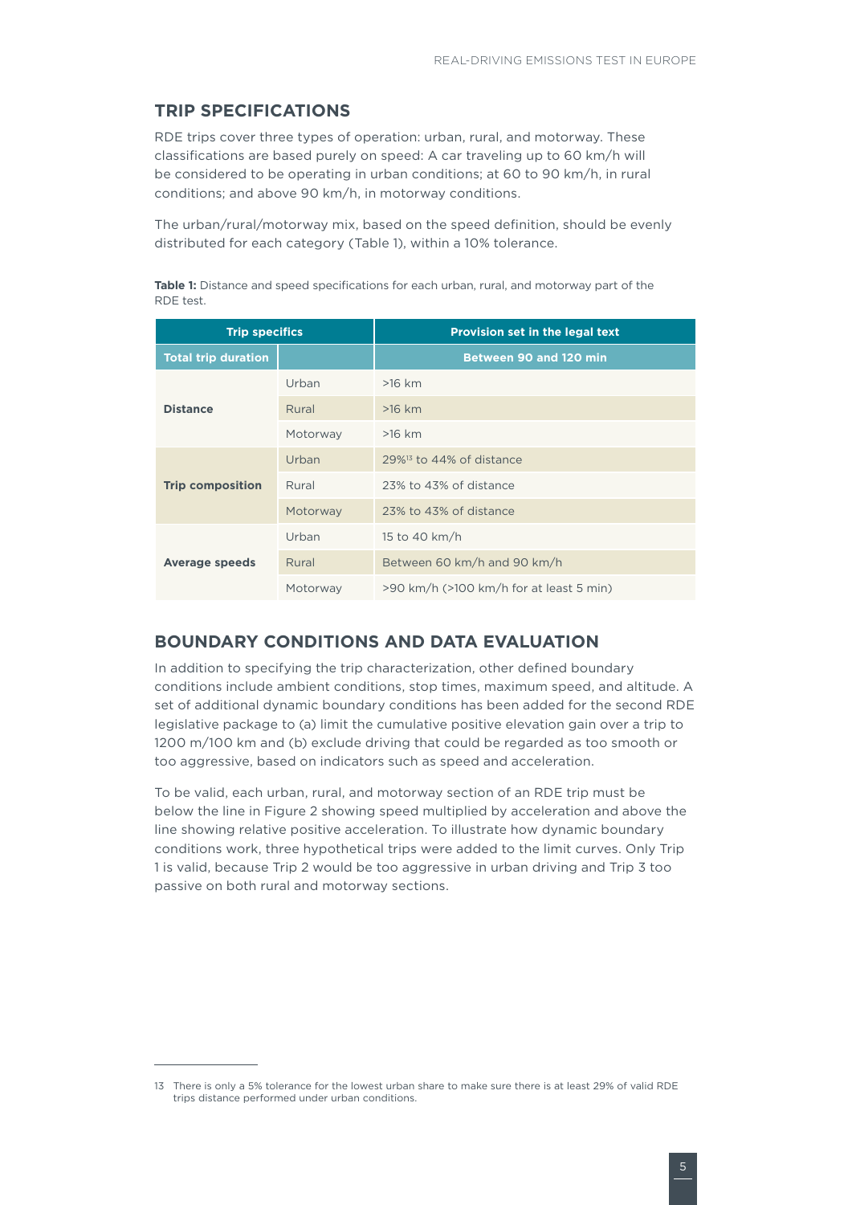## TRIP SPECIFICATIONS

RDE trips cover three types of operation: urban, rural, and motorway. These classifications are based purely on speed: A car traveling up to 60 km/h will be considered to be operating in urban conditions; at 60 to 90 km/h, in rural conditions; and above 90 km/h, in motorway conditions.

The urban/rural/motorway mix, based on the speed definition, should be evenly distributed for each category (Table 1), within a 10% tolerance.

**Table 1:** Distance and speed specifications for each urban, rural, and motorway part of the RDE test.

| Trip specifics | | Provision set in the legal text |
|---|---|---|
| **Total trip duration** | | **Between 90 and 120 min** |
| **Distance** | Urban | >16 km |
| | Rural | >16 km |
| | Motorway | >16 km |
| **Trip composition** | Urban | 29%[13] to 44% of distance |
| | Rural | 23% to 43% of distance |
| | Motorway | 23% to 43% of distance |
| **Average speeds** | Urban | 15 to 40 km/h |
| | Rural | Between 60 km/h and 90 km/h |
| | Motorway | >90 km/h (>100 km/h for at least 5 min) |

## BOUNDARY CONDITIONS AND DATA EVALUATION

In addition to specifying the trip characterization, other defined boundary conditions include ambient conditions, stop times, maximum speed, and altitude. A set of additional dynamic boundary conditions has been added for the second RDE legislative package to (a) limit the cumulative positive elevation gain over a trip to 1200 m/100 km and (b) exclude driving that could be regarded as too smooth or too aggressive, based on indicators such as speed and acceleration.

To be valid, each urban, rural, and motorway section of an RDE trip must be below the line in Figure 2 showing speed multiplied by acceleration and above the line showing relative positive acceleration. To illustrate how dynamic boundary conditions work, three hypothetical trips were added to the limit curves. Only Trip 1 is valid, because Trip 2 would be too aggressive in urban driving and Trip 3 too passive on both rural and motorway sections.

---

13 There is only a 5% tolerance for the lowest urban share to make sure there is at least 29% of valid RDE trips distance performed under urban conditions.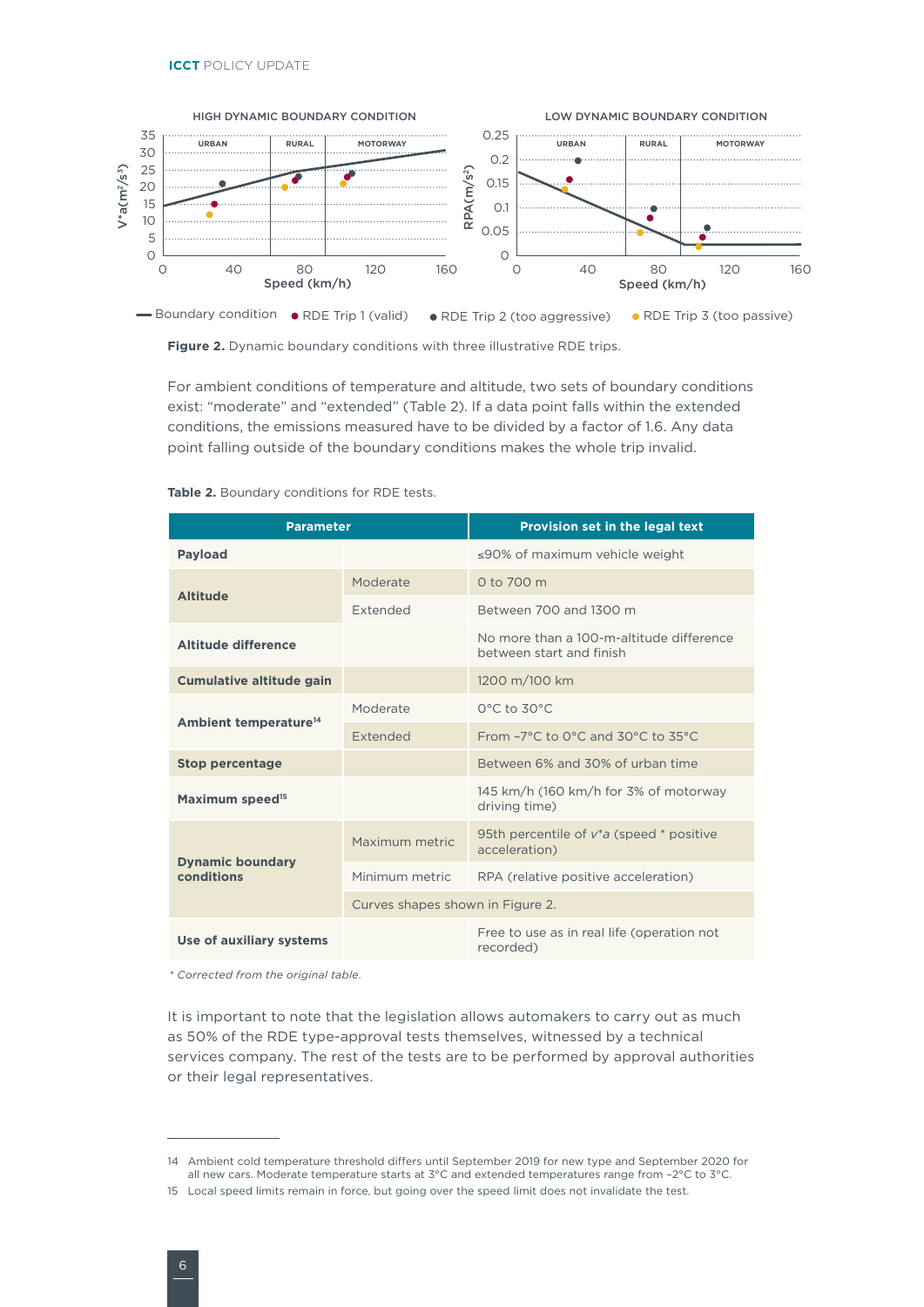Figure 2. Dynamic boundary conditions with three illustrative RDE trips.

For ambient conditions of temperature and altitude, two sets of boundary conditions exist: "moderate" and "extended" (Table 2). If a data point falls within the extended conditions, the emissions measured have to be divided by a factor of 1.6. Any data point falling outside of the boundary conditions makes the whole trip invalid.

**Table 2.** Boundary conditions for RDE tests.

| Parameter | | Provision set in the legal text |
|---|---|---|
| **Payload** | | ≤90% of maximum vehicle weight |
| **Altitude** | Moderate | 0 to 700 m |
| | Extended | Between 700 and 1300 m |
| **Altitude difference** | | No more than a 100-m-altitude difference between start and finish |
| **Cumulative altitude gain** | | 1200 m/100 km |
| **Ambient temperature**[14] | Moderate | 0°C to 30°C |
| | Extended | From -7°C to 0°C and 30°C to 35°C |
| **Stop percentage** | | Between 6% and 30% of urban time |
| **Maximum speed**[15] | | 145 km/h (160 km/h for 3% of motorway driving time) |
| **Dynamic boundary conditions** | Maximum metric | 95th percentile of *v*a* (speed * positive acceleration) |
| | Minimum metric | RPA (relative positive acceleration) |
| | Curves shapes shown in Figure 2. | |
| **Use of auxiliary systems** | | Free to use as in real life (operation not recorded) |

*\* Corrected from the original table.*

It is important to note that the legislation allows automakers to carry out as much as 50% of the RDE type-approval tests themselves, witnessed by a technical services company. The rest of the tests are to be performed by approval authorities or their legal representatives.

---

14 Ambient cold temperature threshold differs until September 2019 for new type and September 2020 for all new cars. Moderate temperature starts at 3°C and extended temperatures range from -2°C to 3°C.

15 Local speed limits remain in force, but going over the speed limit does not invalidate the test.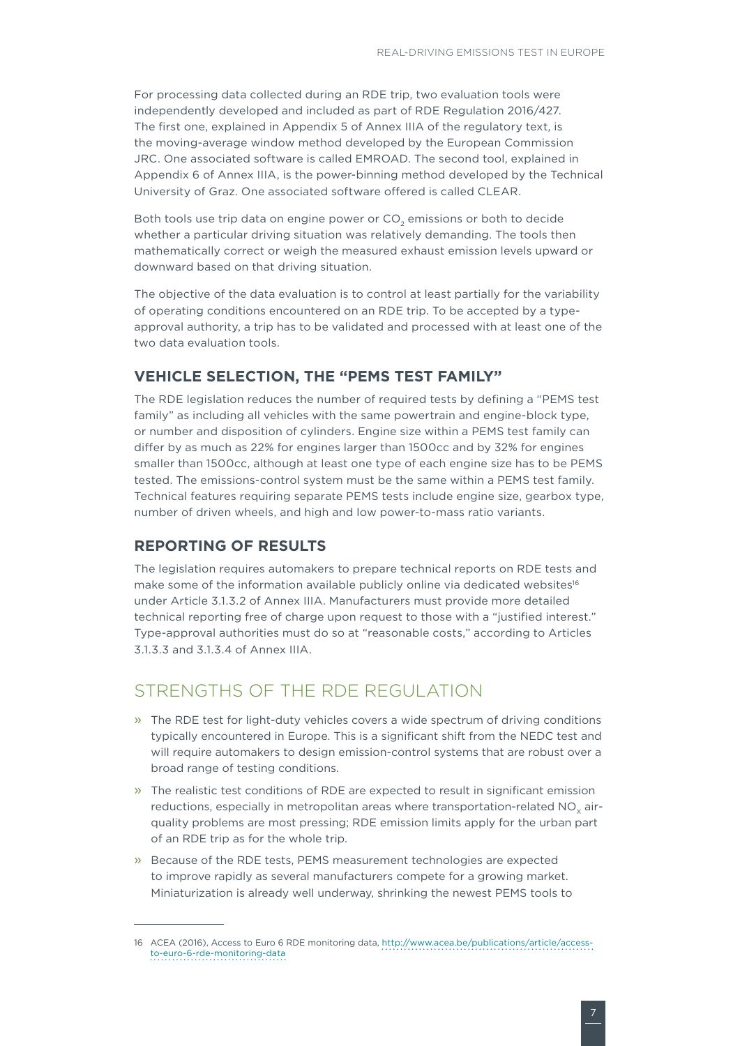For processing data collected during an RDE trip, two evaluation tools were independently developed and included as part of RDE Regulation 2016/427. The first one, explained in Appendix 5 of Annex IIIA of the regulatory text, is the moving-average window method developed by the European Commission JRC. One associated software is called EMROAD. The second tool, explained in Appendix 6 of Annex IIIA, is the power-binning method developed by the Technical University of Graz. One associated software offered is called CLEAR.

Both tools use trip data on engine power or $CO_2$ emissions or both to decide whether a particular driving situation was relatively demanding. The tools then mathematically correct or weigh the measured exhaust emission levels upward or downward based on that driving situation.

The objective of the data evaluation is to control at least partially for the variability of operating conditions encountered on an RDE trip. To be accepted by a type-approval authority, a trip has to be validated and processed with at least one of the two data evaluation tools.

### VEHICLE SELECTION, THE "PEMS TEST FAMILY"

The RDE legislation reduces the number of required tests by defining a "PEMS test family" as including all vehicles with the same powertrain and engine-block type, or number and disposition of cylinders. Engine size within a PEMS test family can differ by as much as 22% for engines larger than 1500cc and by 32% for engines smaller than 1500cc, although at least one type of each engine size has to be PEMS tested. The emissions-control system must be the same within a PEMS test family. Technical features requiring separate PEMS tests include engine size, gearbox type, number of driven wheels, and high and low power-to-mass ratio variants.

### REPORTING OF RESULTS

The legislation requires automakers to prepare technical reports on RDE tests and make some of the information available publicly online via dedicated websites[16] under Article 3.1.3.2 of Annex IIIA. Manufacturers must provide more detailed technical reporting free of charge upon request to those with a "justified interest." Type-approval authorities must do so at "reasonable costs," according to Articles 3.1.3.3 and 3.1.3.4 of Annex IIIA.

## STRENGTHS OF THE RDE REGULATION

- The RDE test for light-duty vehicles covers a wide spectrum of driving conditions typically encountered in Europe. This is a significant shift from the NEDC test and will require automakers to design emission-control systems that are robust over a broad range of testing conditions.
- The realistic test conditions of RDE are expected to result in significant emission reductions, especially in metropolitan areas where transportation-related $NO_x$ air-quality problems are most pressing; RDE emission limits apply for the urban part of an RDE trip as for the whole trip.
- Because of the RDE tests, PEMS measurement technologies are expected to improve rapidly as several manufacturers compete for a growing market. Miniaturization is already well underway, shrinking the newest PEMS tools to

---

16 ACEA (2016), Access to Euro 6 RDE monitoring data, http://www.acea.be/publications/article/access-to-euro-6-rde-monitoring-data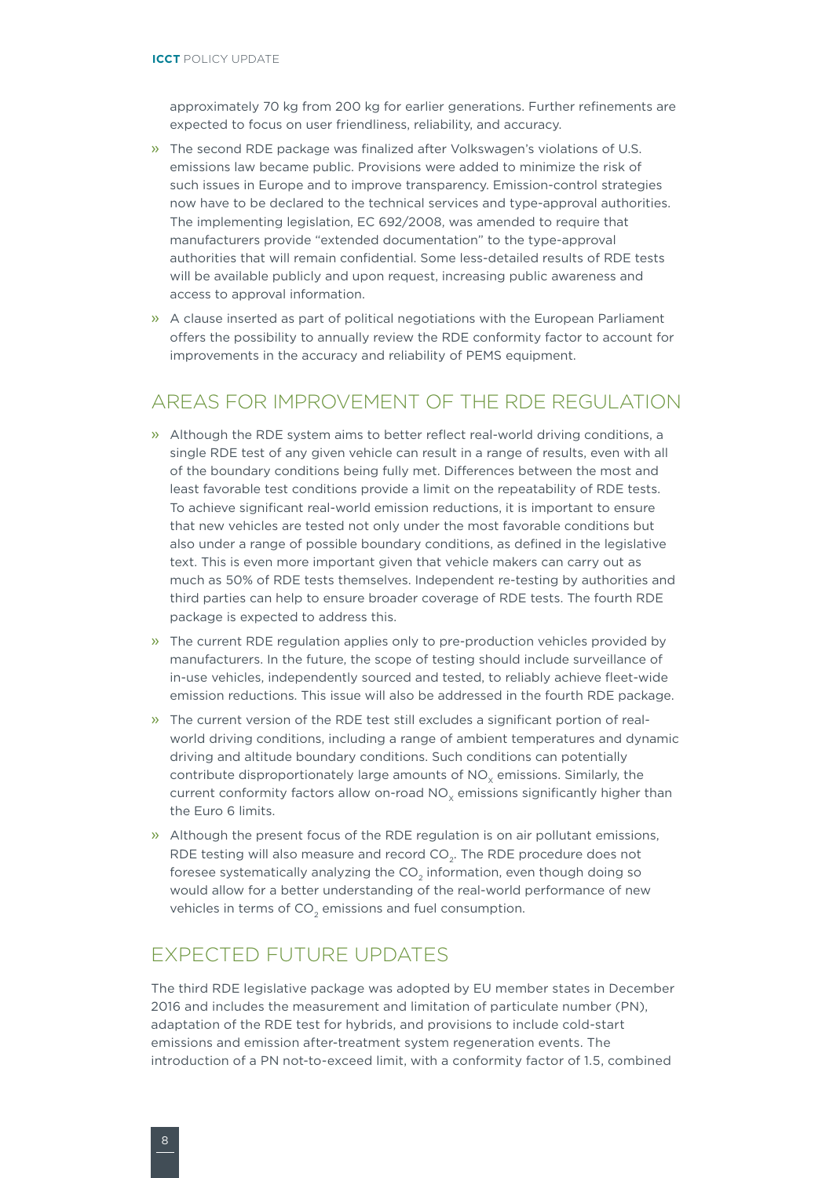approximately 70 kg from 200 kg for earlier generations. Further refinements are expected to focus on user friendliness, reliability, and accuracy.

- The second RDE package was finalized after Volkswagen's violations of U.S. emissions law became public. Provisions were added to minimize the risk of such issues in Europe and to improve transparency. Emission-control strategies now have to be declared to the technical services and type-approval authorities. The implementing legislation, EC 692/2008, was amended to require that manufacturers provide "extended documentation" to the type-approval authorities that will remain confidential. Some less-detailed results of RDE tests will be available publicly and upon request, increasing public awareness and access to approval information.
- A clause inserted as part of political negotiations with the European Parliament offers the possibility to annually review the RDE conformity factor to account for improvements in the accuracy and reliability of PEMS equipment.

## AREAS FOR IMPROVEMENT OF THE RDE REGULATION

- Although the RDE system aims to better reflect real-world driving conditions, a single RDE test of any given vehicle can result in a range of results, even with all of the boundary conditions being fully met. Differences between the most and least favorable test conditions provide a limit on the repeatability of RDE tests. To achieve significant real-world emission reductions, it is important to ensure that new vehicles are tested not only under the most favorable conditions but also under a range of possible boundary conditions, as defined in the legislative text. This is even more important given that vehicle makers can carry out as much as 50% of RDE tests themselves. Independent re-testing by authorities and third parties can help to ensure broader coverage of RDE tests. The fourth RDE package is expected to address this.
- The current RDE regulation applies only to pre-production vehicles provided by manufacturers. In the future, the scope of testing should include surveillance of in-use vehicles, independently sourced and tested, to reliably achieve fleet-wide emission reductions. This issue will also be addressed in the fourth RDE package.
- The current version of the RDE test still excludes a significant portion of real-world driving conditions, including a range of ambient temperatures and dynamic driving and altitude boundary conditions. Such conditions can potentially contribute disproportionately large amounts of $NO_x$ emissions. Similarly, the current conformity factors allow on-road $NO_x$ emissions significantly higher than the Euro 6 limits.
- Although the present focus of the RDE regulation is on air pollutant emissions, RDE testing will also measure and record $CO_2$. The RDE procedure does not foresee systematically analyzing the $CO_2$ information, even though doing so would allow for a better understanding of the real-world performance of new vehicles in terms of $CO_2$ emissions and fuel consumption.

## EXPECTED FUTURE UPDATES

The third RDE legislative package was adopted by EU member states in December 2016 and includes the measurement and limitation of particulate number (PN), adaptation of the RDE test for hybrids, and provisions to include cold-start emissions and emission after-treatment system regeneration events. The introduction of a PN not-to-exceed limit, with a conformity factor of 1.5, combined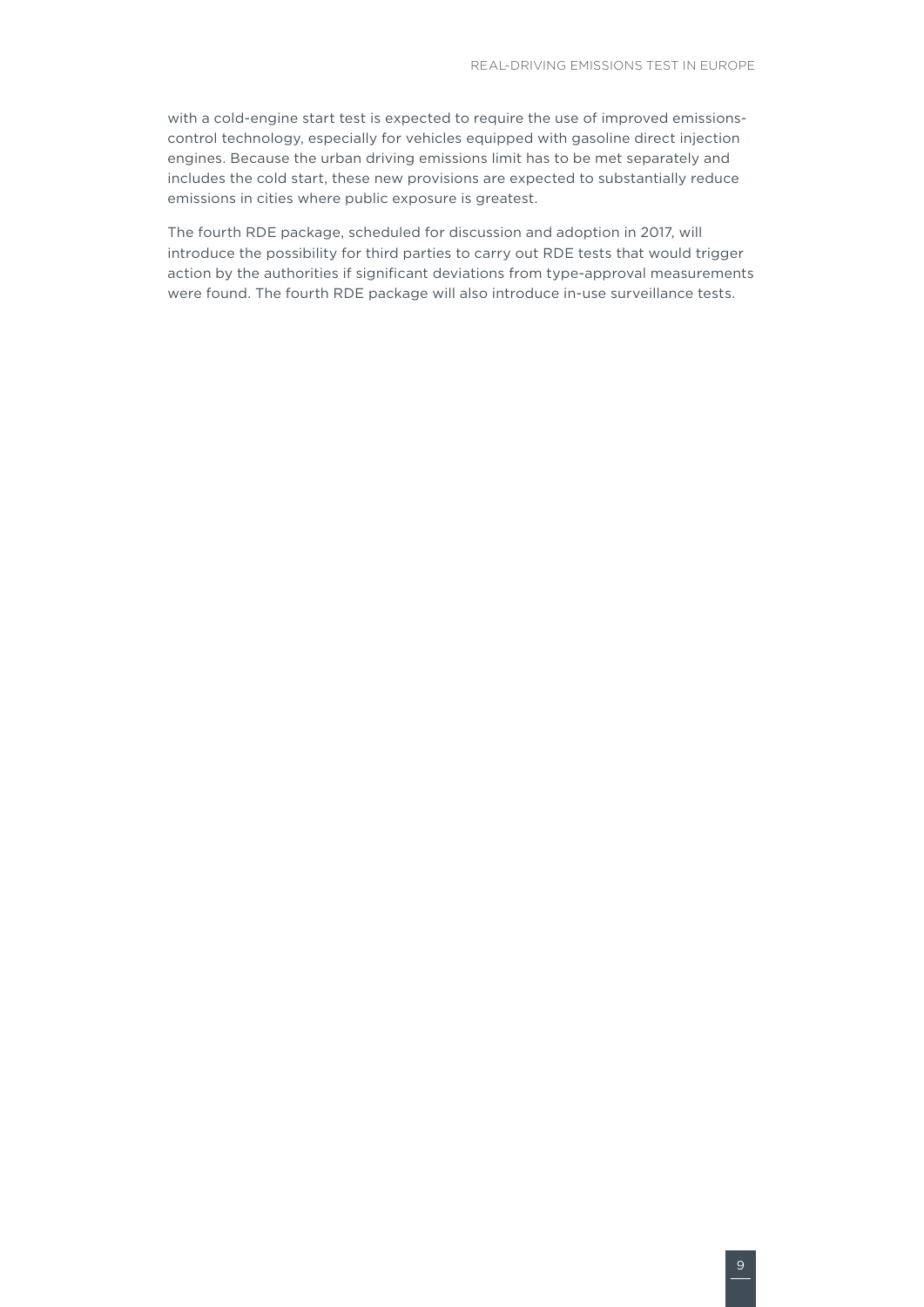with a cold-engine start test is expected to require the use of improved emissions-control technology, especially for vehicles equipped with gasoline direct injection engines. Because the urban driving emissions limit has to be met separately and includes the cold start, these new provisions are expected to substantially reduce emissions in cities where public exposure is greatest.

The fourth RDE package, scheduled for discussion and adoption in 2017, will introduce the possibility for third parties to carry out RDE tests that would trigger action by the authorities if significant deviations from type-approval measurements were found. The fourth RDE package will also introduce in-use surveillance tests.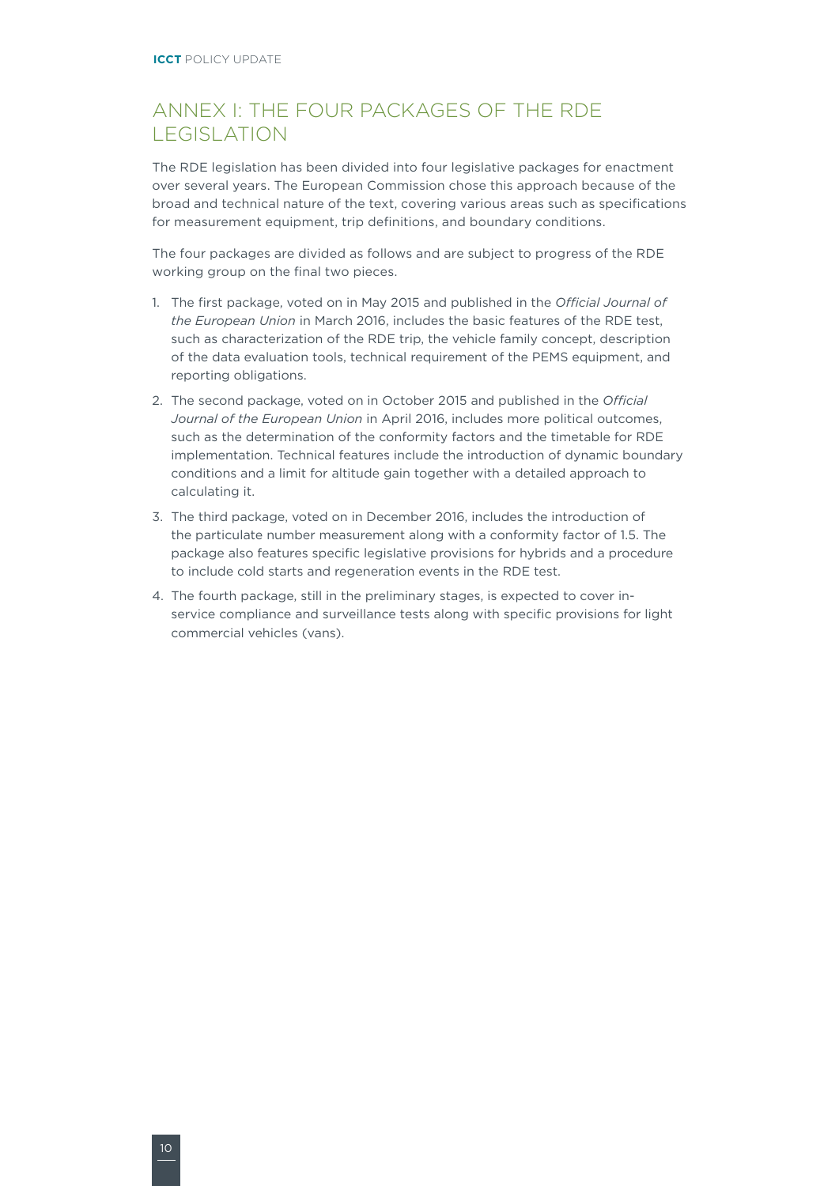# ANNEX I: THE FOUR PACKAGES OF THE RDE LEGISLATION

The RDE legislation has been divided into four legislative packages for enactment over several years. The European Commission chose this approach because of the broad and technical nature of the text, covering various areas such as specifications for measurement equipment, trip definitions, and boundary conditions.

The four packages are divided as follows and are subject to progress of the RDE working group on the final two pieces.

1. The first package, voted on in May 2015 and published in the *Official Journal of the European Union* in March 2016, includes the basic features of the RDE test, such as characterization of the RDE trip, the vehicle family concept, description of the data evaluation tools, technical requirement of the PEMS equipment, and reporting obligations.
2. The second package, voted on in October 2015 and published in the *Official Journal of the European Union* in April 2016, includes more political outcomes, such as the determination of the conformity factors and the timetable for RDE implementation. Technical features include the introduction of dynamic boundary conditions and a limit for altitude gain together with a detailed approach to calculating it.
3. The third package, voted on in December 2016, includes the introduction of the particulate number measurement along with a conformity factor of 1.5. The package also features specific legislative provisions for hybrids and a procedure to include cold starts and regeneration events in the RDE test.
4. The fourth package, still in the preliminary stages, is expected to cover in-service compliance and surveillance tests along with specific provisions for light commercial vehicles (vans).